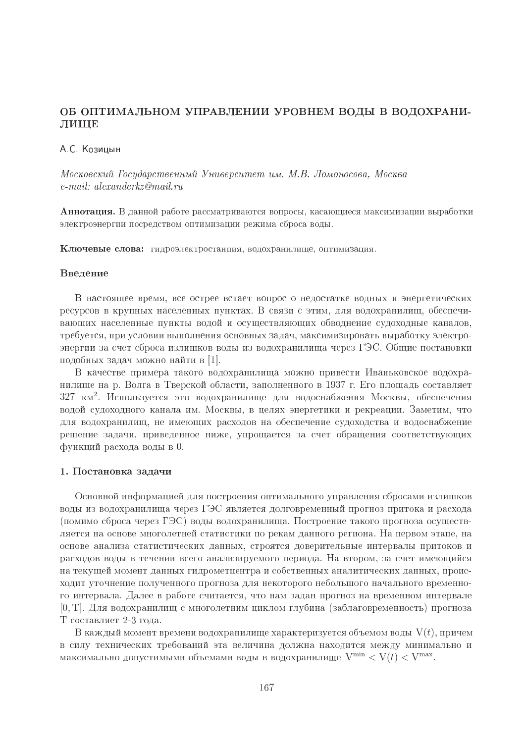# ОБ ОПТИМАЛЬНОМ УПРАВЛЕНИИ УРОВНЕМ ВОДЫ В ВОДОХРАНИЛИЩЕ

А.С. Козицын

*Московский Государственный Университет им. М.В. Ломоносова, Москва*
*e-mail: alexanderkz@mail.ru*

**Аннотация.** В данной работе рассматриваются вопросы, касающиеся максимизации выработки электроэнергии посредством оптимизации режима сброса воды.

**Ключевые слова:** гидроэлектростанция, водохранилище, оптимизация.

## Введение

В настоящее время, все острее встает вопрос о недостатке водных и энергетических ресурсов в крупных населенных пунктах. В связи с этим, для водохранилищ, обеспечивающих населенные пункты водой и осуществляющих обводнение судоходные каналов, требуется, при условии выполнения основных задач, максимизировать выработку электроэнергии за счет сброса излишков воды из водохранилища через ГЭС. Общие постановки подобных задач можно найти в [1].

В качестве примера такого водохранилища можно привести Иваньковское водохранилище на р. Волга в Тверской области, заполненного в 1937 г. Его площадь составляет 327 км$^2$. Используется это водохранилище для водоснабжения Москвы, обеспечения водой судоходного канала им. Москвы, в целях энергетики и рекреации. Заметим, что для водохранилищ, не имеющих расходов на обеспечение судоходства и водоснабжение решение задачи, приведенное ниже, упрощается за счет обращения соответствующих функций расхода воды в 0.

## 1. Постановка задачи

Основной информацией для построения оптимального управления сбросами излишков воды из водохранилища через ГЭС является долговременный прогноз притока и расхода (помимо сброса через ГЭС) воды водохранилища. Построение такого прогноза осуществляется на основе многолетней статистики по рекам данного региона. На первом этапе, на основе анализа статистических данных, строятся доверительные интервалы притоков и расходов воды в течении всего анализируемого периода. На втором, за счет имеющийся на текущей момент данных гидрометцентра и собственных аналитических данных, происходит уточнение полученного прогноза для некоторого небольшого начального временного интервала. Далее в работе считается, что нам задан прогноз на временном интервале $[0, \mathrm{T}]$. Для водохранилищ с многолетним циклом глубина (заблаговременность) прогноза $\mathrm{T}$ составляет 2-3 года.

В каждый момент времени водохранилище характеризуется объемом воды $\mathrm{V}(t)$, причем в силу технических требований эта величина должна находится между минимально и максимально допустимыми объемами воды в водохранилище $\mathrm{V}^{\min} < \mathrm{V}(t) < \mathrm{V}^{\max}$.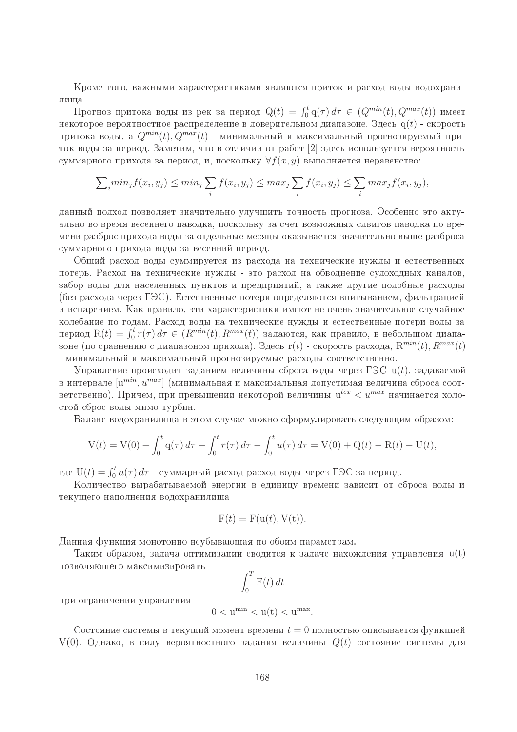Кроме того, важными характеристиками являются приток и расход воды водохранилища.

Прогноз притока воды из рек за период $\mathrm{Q}(t) = \int_0^t \mathrm{q}(\tau)\,d\tau \in (Q^{min}(t), Q^{max}(t))$ имеет некоторое вероятностное распределение в доверительном диапазоне. Здесь $\mathrm{q}(t)$ - скорость притока воды, а $Q^{min}(t), Q^{max}(t)$ - минимальный и максимальный прогнозируемый приток воды за период. Заметим, что в отличии от работ [2] здесь используется вероятность суммарного прихода за период, и, поскольку $\forall f(x,y)$ выполняется неравенство:

$$\sum\nolimits_i min_j f(x_i, y_j) \leq min_j \sum_i f(x_i, y_j) \leq max_j \sum_i f(x_i, y_j) \leq \sum_i max_j f(x_i, y_j),$$

данный подход позволяет значительно улучшить точность прогноза. Особенно это актуально во время весеннего паводка, поскольку за счет возможных сдвигов паводка по времени разброс прихода воды за отдельные месяцы оказывается значительно выше разброса суммарного прихода воды за весенний период.

Общий расход воды суммируется из расхода на технические нужды и естественных потерь. Расход на технические нужды - это расход на обводнение судоходных каналов, забор воды для населенных пунктов и предприятий, а также другие подобные расходы (без расхода через ГЭС). Естественные потери определяются впитыванием, фильтрацией и испарением. Как правило, эти характеристики имеют не очень значительное случайное колебание по годам. Расход воды на технические нужды и естественные потери воды за период $\mathrm{R}(t) = \int_0^t r(\tau)\,d\tau \in (R^{min}(t), R^{max}(t))$ задаются, как правило, в небольшом диапазоне (по сравнению с диапазоном прихода). Здесь $\mathrm{r}(t)$ - скорость расхода, $\mathrm{R}^{min}(t), R^{max}(t)$ - минимальный и максимальный прогнозируемые расходы соответственно.

Управление происходит заданием величины сброса воды через ГЭС $\mathrm{u}(t)$, задаваемой в интервале $[\mathrm{u}^{min}, u^{max}]$ (минимальная и максимальная допустимая величина сброса соответственно). Причем, при превышении некоторой величины $\mathrm{u}^{tex} < u^{max}$ начинается холостой сброс воды мимо турбин.

Баланс водохранилища в этом случае можно сформулировать следующим образом:

$$\mathrm{V}(t) = \mathrm{V}(0) + \int_0^t \mathrm{q}(\tau)\,d\tau - \int_0^t r(\tau)\,d\tau - \int_0^t u(\tau)\,d\tau = \mathrm{V}(0) + \mathrm{Q}(t) - \mathrm{R}(t) - \mathrm{U}(t),$$

где $\mathrm{U}(t) = \int_0^t u(\tau)\,d\tau$ - суммарный расход расход воды через ГЭС за период.

Количество вырабатываемой энергии в единицу времени зависит от сброса воды и текущего наполнения водохранилища

$$\mathrm{F}(t) = \mathrm{F}(\mathrm{u}(t), \mathrm{V(t)}).$$

Данная функция монотонно неубывающая по обоим параметрам.

Таким образом, задача оптимизации сводится к задаче нахождения управления $\mathrm{u(t)}$ позволяющего максимизировать

$$\int_0^T \mathrm{F}(t)\,dt$$

при ограничении управления

$$0 < \mathrm{u^{min}} < \mathrm{u(t)} < \mathrm{u^{max}}.$$

Состояние системы в текущий момент времени $t = 0$ полностью описывается функцией $\mathrm{V}(0)$. Однако, в силу вероятностного задания величины $Q(t)$ состояние системы для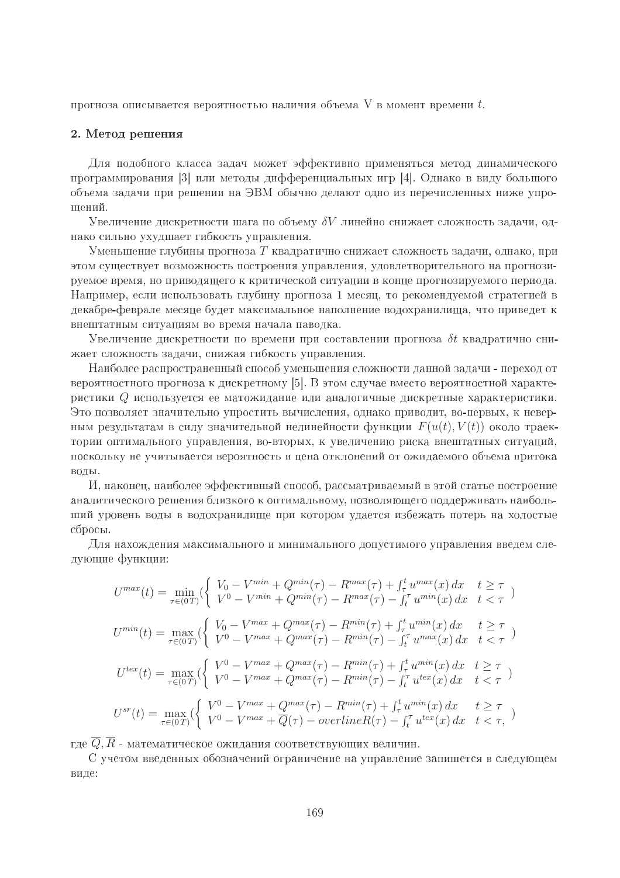прогноза описывается вероятностью наличия объема V в момент времени $t$.

## 2. Метод решения

Для подобного класса задач может эффективно применяться метод динамического программирования [3] или методы дифференциальных игр [4]. Однако в виду большого объема задачи при решении на ЭВМ обычно делают одно из перечисленных ниже упрощений.

Увеличение дискретности шага по объему $\delta V$ линейно снижает сложность задачи, однако сильно ухудшает гибкость управления.

Уменьшение глубины прогноза $T$ квадратично снижает сложность задачи, однако, при этом существует возможность построения управления, удовлетворительного на прогнозируемое время, но приводящего к критической ситуации в конце прогнозируемого периода. Например, если использовать глубину прогноза 1 месяц, то рекомендуемой стратегией в декабре-феврале месяце будет максимальное наполнение водохранилища, что приведет к внештатным ситуациям во время начала паводка.

Увеличение дискретности по времени при составлении прогноза $\delta t$ квадратично снижает сложность задачи, снижая гибкость управления.

Наиболее распространенный способ уменьшения сложности данной задачи - переход от вероятностного прогноза к дискретному [5]. В этом случае вместо вероятностной характеристики $Q$ используется ее матожидание или аналогичные дискретные характеристики. Это позволяет значительно упростить вычисления, однако приводит, во-первых, к неверным результатам в силу значительной нелинейности функции $F(u(t), V(t))$ около траектории оптимального управления, во-вторых, к увеличению риска внештатных ситуаций, поскольку не учитывается вероятность и цена отклонений от ожидаемого объема притока воды.

И, наконец, наиболее эффективный способ, рассматриваемый в этой статье построение аналитического решения близкого к оптимальному, позволяющего поддерживать наибольший уровень воды в водохранилище при котором удается избежать потерь на холостые сбросы.

Для нахождения максимального и минимального допустимого управления введем следующие функции:

$$U^{max}(t) = \min_{\tau \in (0\,T)} \left( \begin{cases} V_0 - V^{min} + Q^{min}(\tau) - R^{max}(\tau) + \int_\tau^t u^{max}(x)\,dx & t \geq \tau \\ V^0 - V^{min} + Q^{min}(\tau) - R^{max}(\tau) - \int_t^\tau u^{min}(x)\,dx & t < \tau \end{cases} \right)$$

$$U^{min}(t) = \max_{\tau \in (0\,T)} \left( \begin{cases} V_0 - V^{max} + Q^{max}(\tau) - R^{min}(\tau) + \int_\tau^t u^{min}(x)\,dx & t \geq \tau \\ V^0 - V^{max} + Q^{max}(\tau) - R^{min}(\tau) - \int_t^\tau u^{max}(x)\,dx & t < \tau \end{cases} \right)$$

$$U^{tex}(t) = \max_{\tau \in (0\,T)} \left( \begin{cases} V^0 - V^{max} + Q^{max}(\tau) - R^{min}(\tau) + \int_\tau^t u^{min}(x)\,dx & t \geq \tau \\ V^0 - V^{max} + Q^{max}(\tau) - R^{min}(\tau) - \int_t^\tau u^{tex}(x)\,dx & t < \tau \end{cases} \right)$$

$$U^{sr}(t) = \max_{\tau \in (0\,T)} \left( \begin{cases} V^0 - V^{max} + Q^{max}(\tau) - R^{min}(\tau) + \int_\tau^t u^{min}(x)\,dx & t \geq \tau \\ V^0 - V^{max} + \overline{Q}(\tau) - overlineR(\tau) - \int_t^\tau u^{tex}(x)\,dx & t < \tau, \end{cases} \right)$$

где $\overline{Q}, \overline{R}$ - математическое ожидания соответствующих величин.

С учетом введенных обозначений ограничение на управление запишется в следующем виде: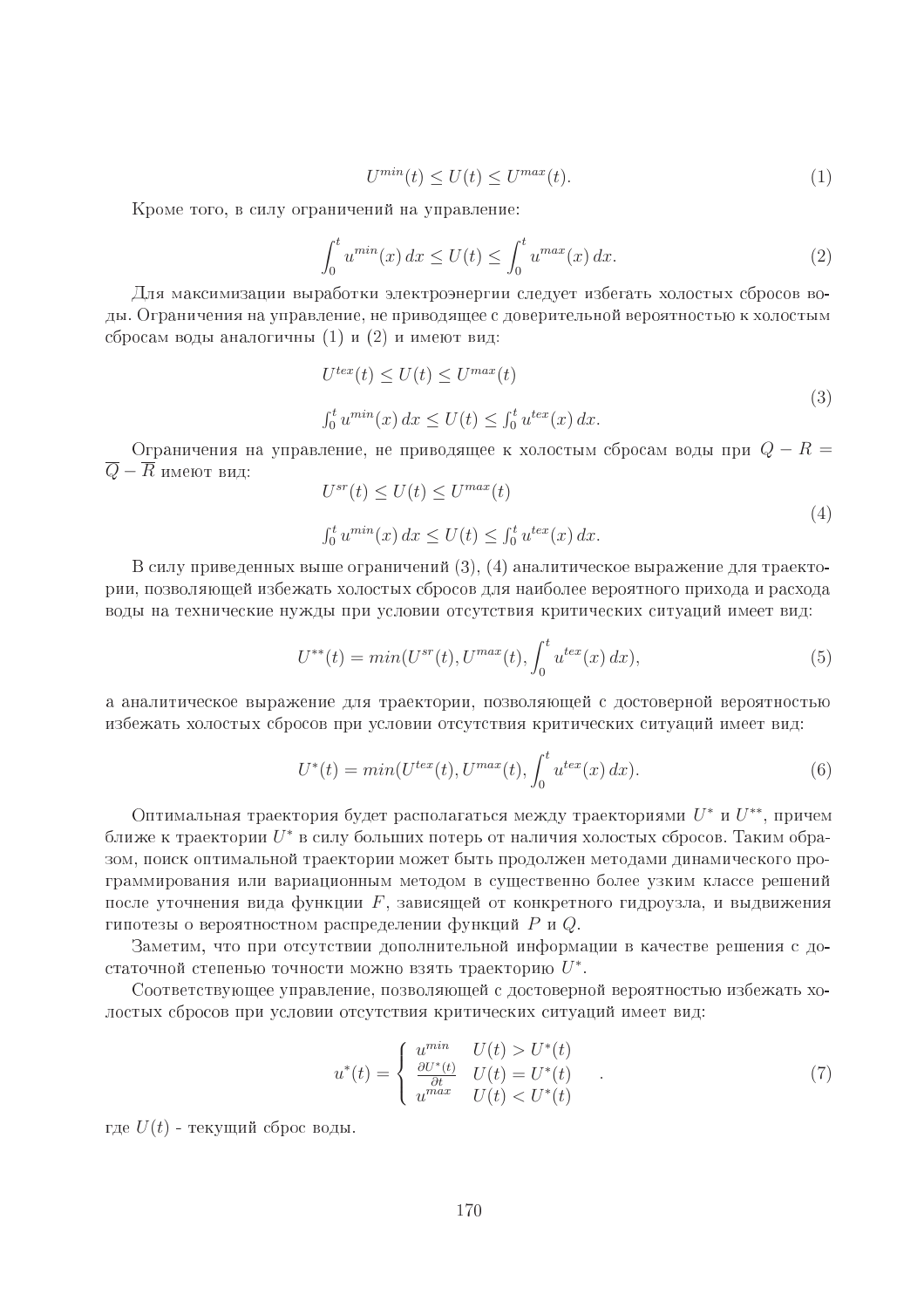$$U^{min}(t) \leq U(t) \leq U^{max}(t). \tag{1}$$

Кроме того, в силу ограничений на управление:

$$\int_0^t u^{min}(x)\,dx \leq U(t) \leq \int_0^t u^{max}(x)\,dx. \tag{2}$$

Для максимизации выработки электроэнергии следует избегать холостых сбросов воды. Ограничения на управление, не приводящее с доверительной вероятностью к холостым сбросам воды аналогичны (1) и (2) и имеют вид:

$$\begin{aligned} &U^{tex}(t) \leq U(t) \leq U^{max}(t) \\ &\textstyle\int_0^t u^{min}(x)\,dx \leq U(t) \leq \int_0^t u^{tex}(x)\,dx. \end{aligned} \tag{3}$$

Ограничения на управление, не приводящее к холостым сбросам воды при $Q - R = \overline{Q} - \overline{R}$ имеют вид:

$$\begin{aligned} &U^{sr}(t) \leq U(t) \leq U^{max}(t) \\ &\textstyle\int_0^t u^{min}(x)\,dx \leq U(t) \leq \int_0^t u^{tex}(x)\,dx. \end{aligned} \tag{4}$$

В силу приведенных выше ограничений (3), (4) аналитическое выражение для траектории, позволяющей избежать холостых сбросов для наиболее вероятного прихода и расхода воды на технические нужды при условии отсутствия критических ситуаций имеет вид:

$$U^{**}(t) = min(U^{sr}(t), U^{max}(t), \int_0^t u^{tex}(x)\,dx), \tag{5}$$

а аналитическое выражение для траектории, позволяющей с достоверной вероятностью избежать холостых сбросов при условии отсутствия критических ситуаций имеет вид:

$$U^{*}(t) = min(U^{tex}(t), U^{max}(t), \int_0^t u^{tex}(x)\,dx). \tag{6}$$

Оптимальная траектория будет располагаться между траекториями $U^*$ и $U^{**}$, причем ближе к траектории $U^*$ в силу больших потерь от наличия холостых сбросов. Таким образом, поиск оптимальной траектории может быть продолжен методами динамического программирования или вариационным методом в существенно более узком классе решений после уточнения вида функции $F$, зависящей от конкретного гидроузла, и выдвижения гипотезы о вероятностном распределении функций $P$ и $Q$.

Заметим, что при отсутствии дополнительной информации в качестве решения с достаточной степенью точности можно взять траекторию $U^*$.

Соответствующее управление, позволяющей с достоверной вероятностью избежать холостых сбросов при условии отсутствия критических ситуаций имеет вид:

$$u^*(t) = \left\{ \begin{array}{ll} u^{min} & U(t) > U^*(t) \\ \frac{\partial U^*(t)}{\partial t} & U(t) = U^*(t) \\ u^{max} & U(t) < U^*(t) \end{array} \right. . \tag{7}$$

где $U(t)$ - текущий сброс воды.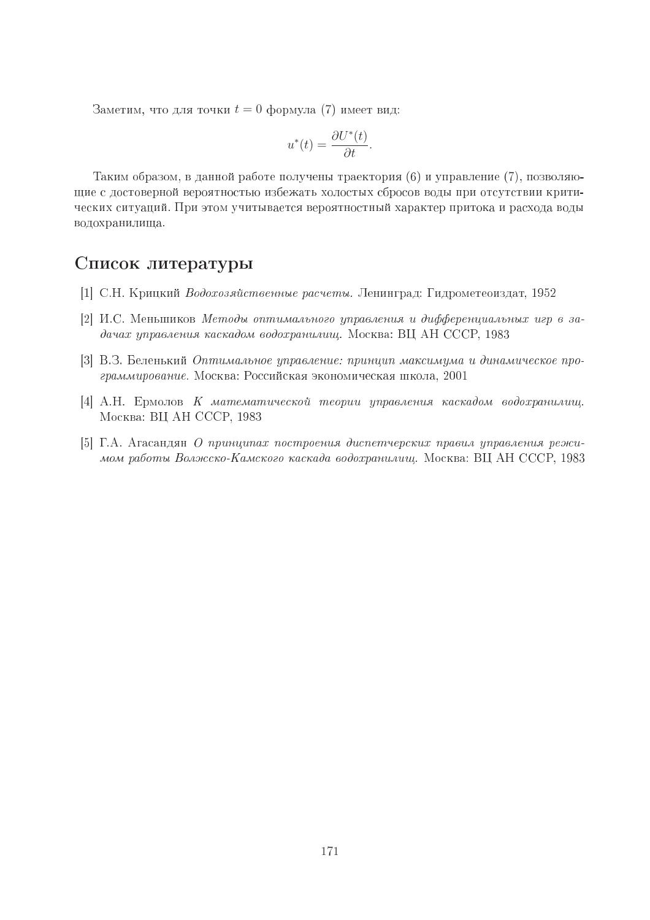Заметим, что для точки $t = 0$ формула (7) имеет вид:

$$u^*(t) = \frac{\partial U^*(t)}{\partial t}.$$

Таким образом, в данной работе получены траектория (6) и управление (7), позволяющие с достоверной вероятностью избежать холостых сбросов воды при отсутствии критических ситуаций. При этом учитывается вероятностный характер притока и расхода воды водохранилища.

## Список литературы

[1] С.Н. Крицкий *Водохозяйственные расчеты.* Ленинград: Гидрометеоиздат, 1952

[2] И.С. Меньшиков *Методы оптимального управления и дифференциальных игр в задачах управления каскадом водохранилищ.* Москва: ВЦ АН СССР, 1983

[3] В.З. Беленький *Оптимальное управление: принцип максимума и динамическое программирование.* Москва: Российская экономическая школа, 2001

[4] А.Н. Ермолов *К математической теории управления каскадом водохранилищ.* Москва: ВЦ АН СССР, 1983

[5] Г.А. Агасандян *О принципах построения диспетчерских правил управления режимом работы Волжско-Камского каскада водохранилищ.* Москва: ВЦ АН СССР, 1983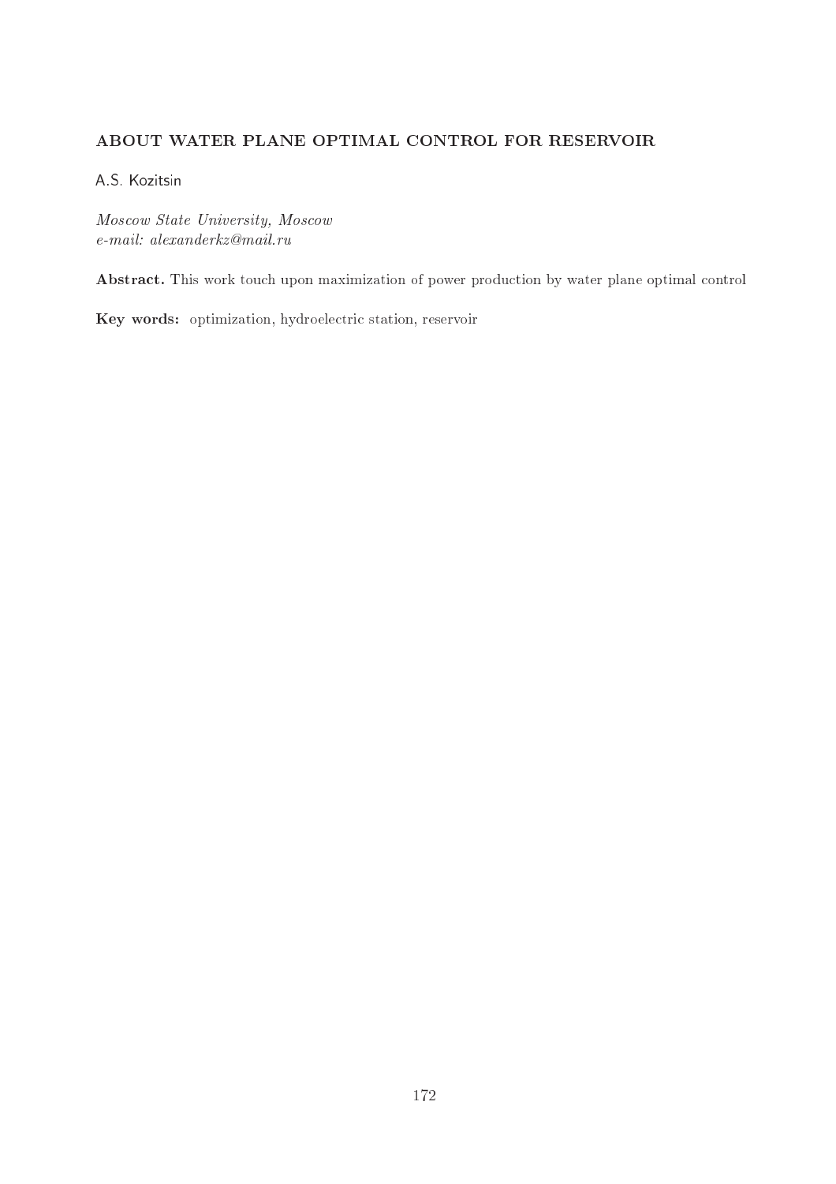## ABOUT WATER PLANE OPTIMAL CONTROL FOR RESERVOIR

A.S. Kozitsin

*Moscow State University, Moscow*
*e-mail: alexanderkz@mail.ru*

**Abstract.** This work touch upon maximization of power production by water plane optimal control

**Key words:** optimization, hydroelectric station, reservoir